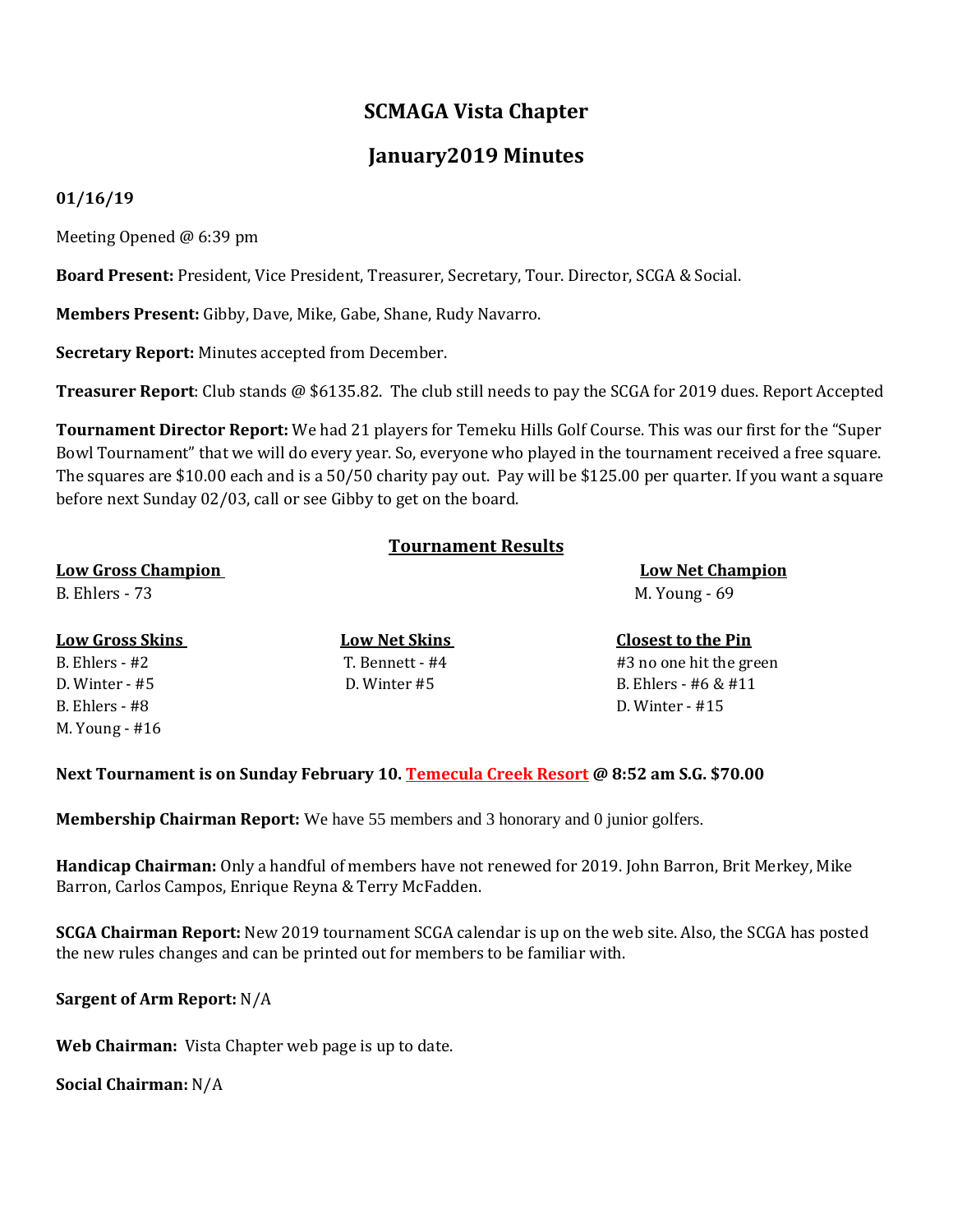# SCMAGA Vista Chapter

## January2019 Minutes

**01/16/19**

Meeting Opened @ 6:39 pm

**Board Present:** President, Vice President, Treasurer, Secretary, Tour. Director, SCGA & Social.

**Members Present:** Gibby, Dave, Mike, Gabe, Shane, Rudy Navarro.

**Secretary Report:** Minutes accepted from December.

**Treasurer Report**: Club stands @ $6135.82. The club still needs to pay the SCGA for 2019 dues. Report Accepted

**Tournament Director Report:** We had 21 players for Temeku Hills Golf Course. This was our first for the "Super Bowl Tournament" that we will do every year. So, everyone who played in the tournament received a free square. The squares are $10.00 each and is a 50/50 charity pay out. Pay will be $125.00 per quarter. If you want a square before next Sunday 02/03, call or see Gibby to get on the board.

### Tournament Results

| Low Gross Champion | | Low Net Champion |
|---|---|---|
| B. Ehlers - 73 | | M. Young - 69 |

| Low Gross Skins | Low Net Skins | Closest to the Pin |
|---|---|---|
| B. Ehlers - #2 | T. Bennett - #4 | #3 no one hit the green |
| D. Winter - #5 | D. Winter #5 | B. Ehlers - #6 & #11 |
| B. Ehlers - #8 | | D. Winter - #15 |
| M. Young - #16 | | |

**Next Tournament is on Sunday February 10. Temecula Creek Resort @ 8:52 am S.G. $70.00**

**Membership Chairman Report:** We have 55 members and 3 honorary and 0 junior golfers.

**Handicap Chairman:** Only a handful of members have not renewed for 2019. John Barron, Brit Merkey, Mike Barron, Carlos Campos, Enrique Reyna & Terry McFadden.

**SCGA Chairman Report:** New 2019 tournament SCGA calendar is up on the web site. Also, the SCGA has posted the new rules changes and can be printed out for members to be familiar with.

**Sargent of Arm Report:** N/A

**Web Chairman:** Vista Chapter web page is up to date.

**Social Chairman:** N/A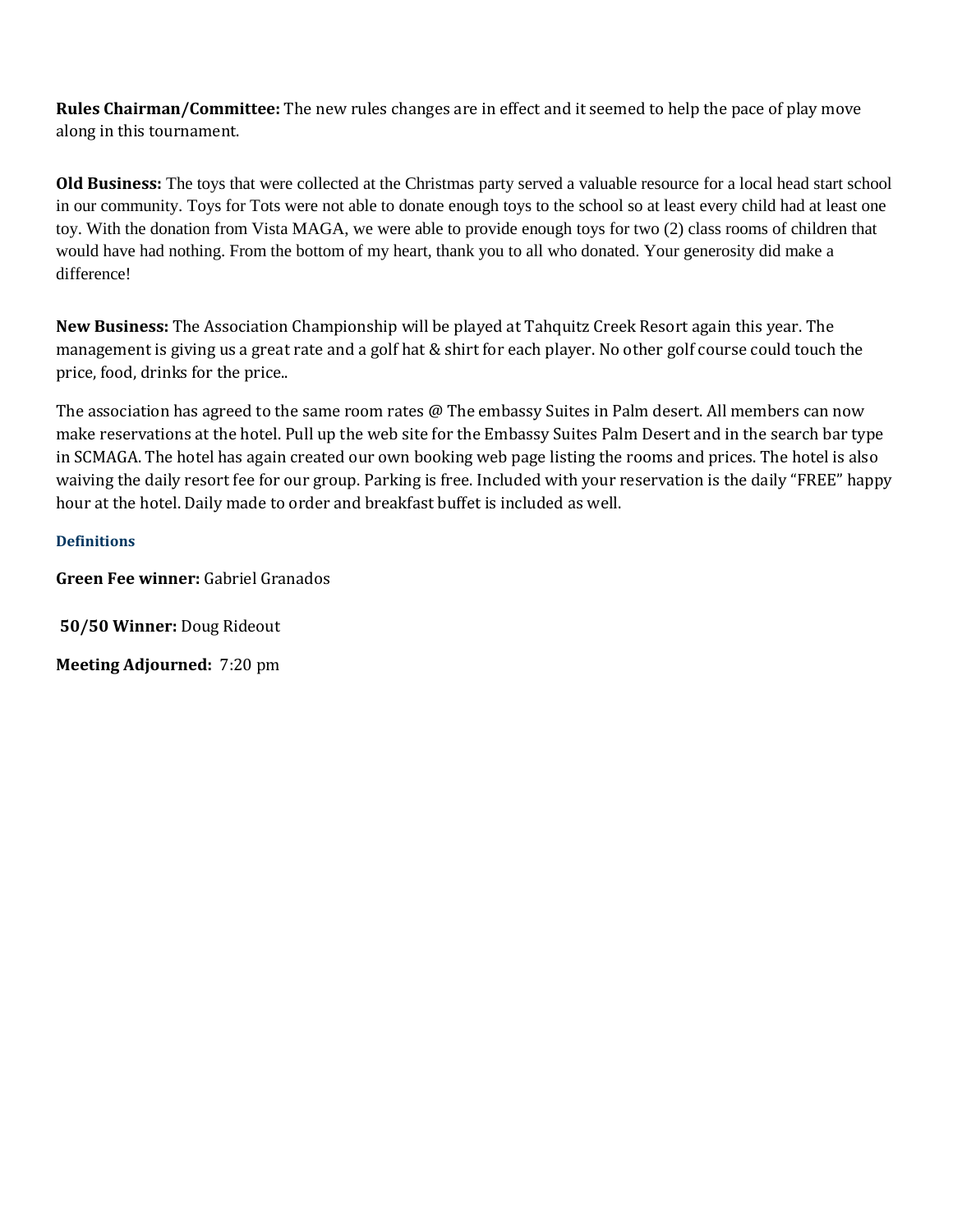**Rules Chairman/Committee:** The new rules changes are in effect and it seemed to help the pace of play move along in this tournament.

**Old Business:** The toys that were collected at the Christmas party served a valuable resource for a local head start school in our community. Toys for Tots were not able to donate enough toys to the school so at least every child had at least one toy. With the donation from Vista MAGA, we were able to provide enough toys for two (2) class rooms of children that would have had nothing. From the bottom of my heart, thank you to all who donated. Your generosity did make a difference!

**New Business:** The Association Championship will be played at Tahquitz Creek Resort again this year. The management is giving us a great rate and a golf hat & shirt for each player. No other golf course could touch the price, food, drinks for the price..

The association has agreed to the same room rates @ The embassy Suites in Palm desert. All members can now make reservations at the hotel. Pull up the web site for the Embassy Suites Palm Desert and in the search bar type in SCMAGA. The hotel has again created our own booking web page listing the rooms and prices. The hotel is also waiving the daily resort fee for our group. Parking is free. Included with your reservation is the daily "FREE" happy hour at the hotel. Daily made to order and breakfast buffet is included as well.

**Definitions**

**Green Fee winner:** Gabriel Granados

**50/50 Winner:** Doug Rideout

**Meeting Adjourned:** 7:20 pm